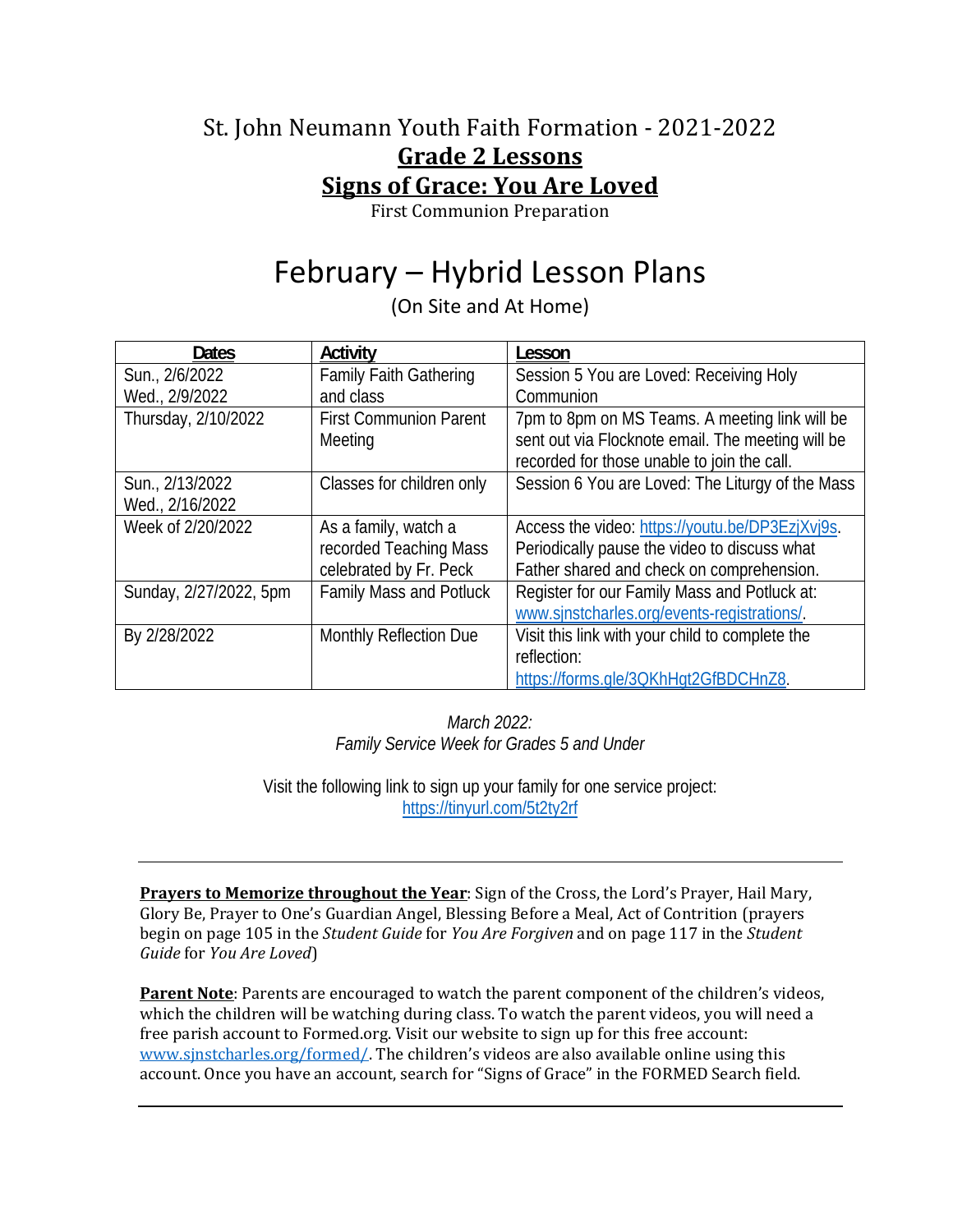# St. John Neumann Youth Faith Formation - 2021-2022

## **Grade 2 Lessons**

## **Signs of Grace: You Are Loved**

First Communion Preparation

# February – Hybrid Lesson Plans

(On Site and At Home)

| **Dates** | **Activity** | **Lesson** |
|---|---|---|
| Sun., 2/6/2022<br>Wed., 2/9/2022 | Family Faith Gathering and class | Session 5 You are Loved: Receiving Holy Communion |
| Thursday, 2/10/2022 | First Communion Parent Meeting | 7pm to 8pm on MS Teams. A meeting link will be sent out via Flocknote email. The meeting will be recorded for those unable to join the call. |
| Sun., 2/13/2022<br>Wed., 2/16/2022 | Classes for children only | Session 6 You are Loved: The Liturgy of the Mass |
| Week of 2/20/2022 | As a family, watch a recorded Teaching Mass celebrated by Fr. Peck | Access the video: https://youtu.be/DP3EzjXvj9s. Periodically pause the video to discuss what Father shared and check on comprehension. |
| Sunday, 2/27/2022, 5pm | Family Mass and Potluck | Register for our Family Mass and Potluck at: www.sjnstcharles.org/events-registrations/. |
| By 2/28/2022 | Monthly Reflection Due | Visit this link with your child to complete the reflection: https://forms.gle/3QKhHgt2GfBDCHnZ8. |

*March 2022:*
*Family Service Week for Grades 5 and Under*

Visit the following link to sign up your family for one service project:
https://tinyurl.com/5t2ty2rf

---

**Prayers to Memorize throughout the Year**: Sign of the Cross, the Lord's Prayer, Hail Mary, Glory Be, Prayer to One's Guardian Angel, Blessing Before a Meal, Act of Contrition (prayers begin on page 105 in the *Student Guide* for *You Are Forgiven* and on page 117 in the *Student Guide* for *You Are Loved*)

**Parent Note**: Parents are encouraged to watch the parent component of the children's videos, which the children will be watching during class. To watch the parent videos, you will need a free parish account to Formed.org. Visit our website to sign up for this free account: www.sjnstcharles.org/formed/. The children's videos are also available online using this account. Once you have an account, search for "Signs of Grace" in the FORMED Search field.

---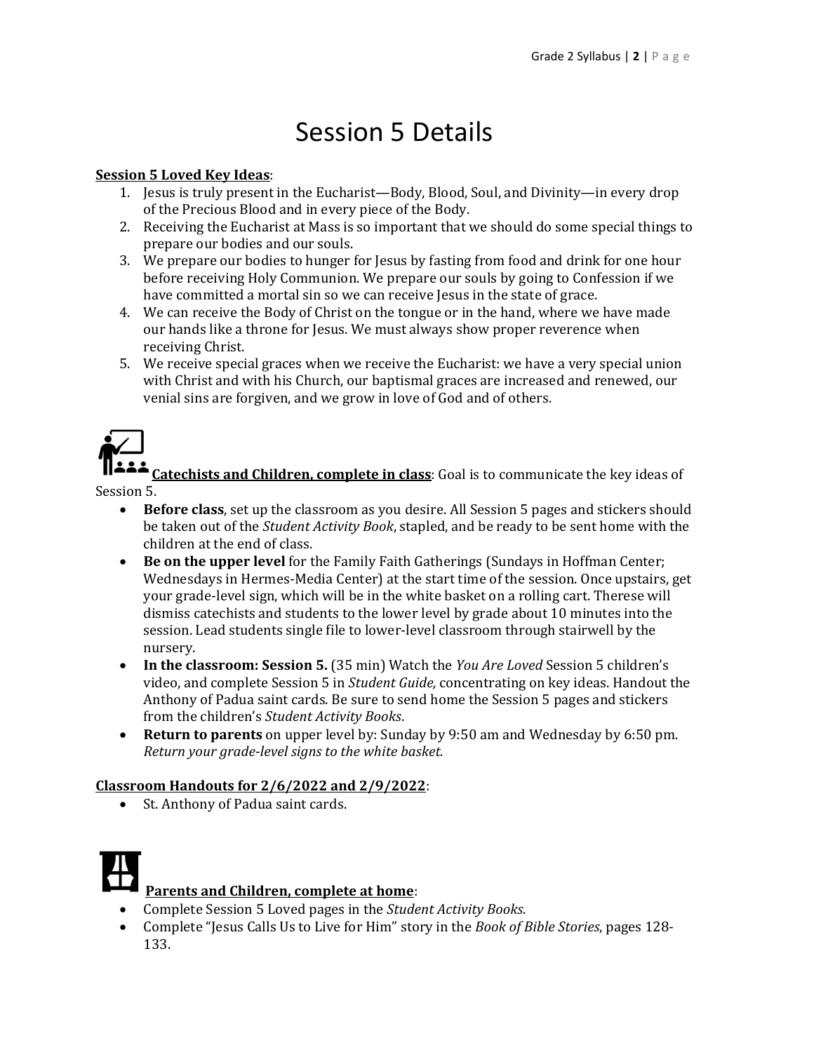# Session 5 Details

**Session 5 Loved Key Ideas**:

1. Jesus is truly present in the Eucharist—Body, Blood, Soul, and Divinity—in every drop of the Precious Blood and in every piece of the Body.
2. Receiving the Eucharist at Mass is so important that we should do some special things to prepare our bodies and our souls.
3. We prepare our bodies to hunger for Jesus by fasting from food and drink for one hour before receiving Holy Communion. We prepare our souls by going to Confession if we have committed a mortal sin so we can receive Jesus in the state of grace.
4. We can receive the Body of Christ on the tongue or in the hand, where we have made our hands like a throne for Jesus. We must always show proper reverence when receiving Christ.
5. We receive special graces when we receive the Eucharist: we have a very special union with Christ and with his Church, our baptismal graces are increased and renewed, our venial sins are forgiven, and we grow in love of God and of others.

**Catechists and Children, complete in class**: Goal is to communicate the key ideas of Session 5.

- **Before class**, set up the classroom as you desire. All Session 5 pages and stickers should be taken out of the *Student Activity Book*, stapled, and be ready to be sent home with the children at the end of class.
- **Be on the upper level** for the Family Faith Gatherings (Sundays in Hoffman Center; Wednesdays in Hermes-Media Center) at the start time of the session. Once upstairs, get your grade-level sign, which will be in the white basket on a rolling cart. Therese will dismiss catechists and students to the lower level by grade about 10 minutes into the session. Lead students single file to lower-level classroom through stairwell by the nursery.
- **In the classroom: Session 5.** (35 min) Watch the *You Are Loved* Session 5 children's video, and complete Session 5 in *Student Guide,* concentrating on key ideas. Handout the Anthony of Padua saint cards. Be sure to send home the Session 5 pages and stickers from the children's *Student Activity Books*.
- **Return to parents** on upper level by: Sunday by 9:50 am and Wednesday by 6:50 pm. *Return your grade-level signs to the white basket.*

**Classroom Handouts for 2/6/2022 and 2/9/2022**:

- St. Anthony of Padua saint cards.

**Parents and Children, complete at home**:

- Complete Session 5 Loved pages in the *Student Activity Books*.
- Complete "Jesus Calls Us to Live for Him" story in the *Book of Bible Stories*, pages 128-133.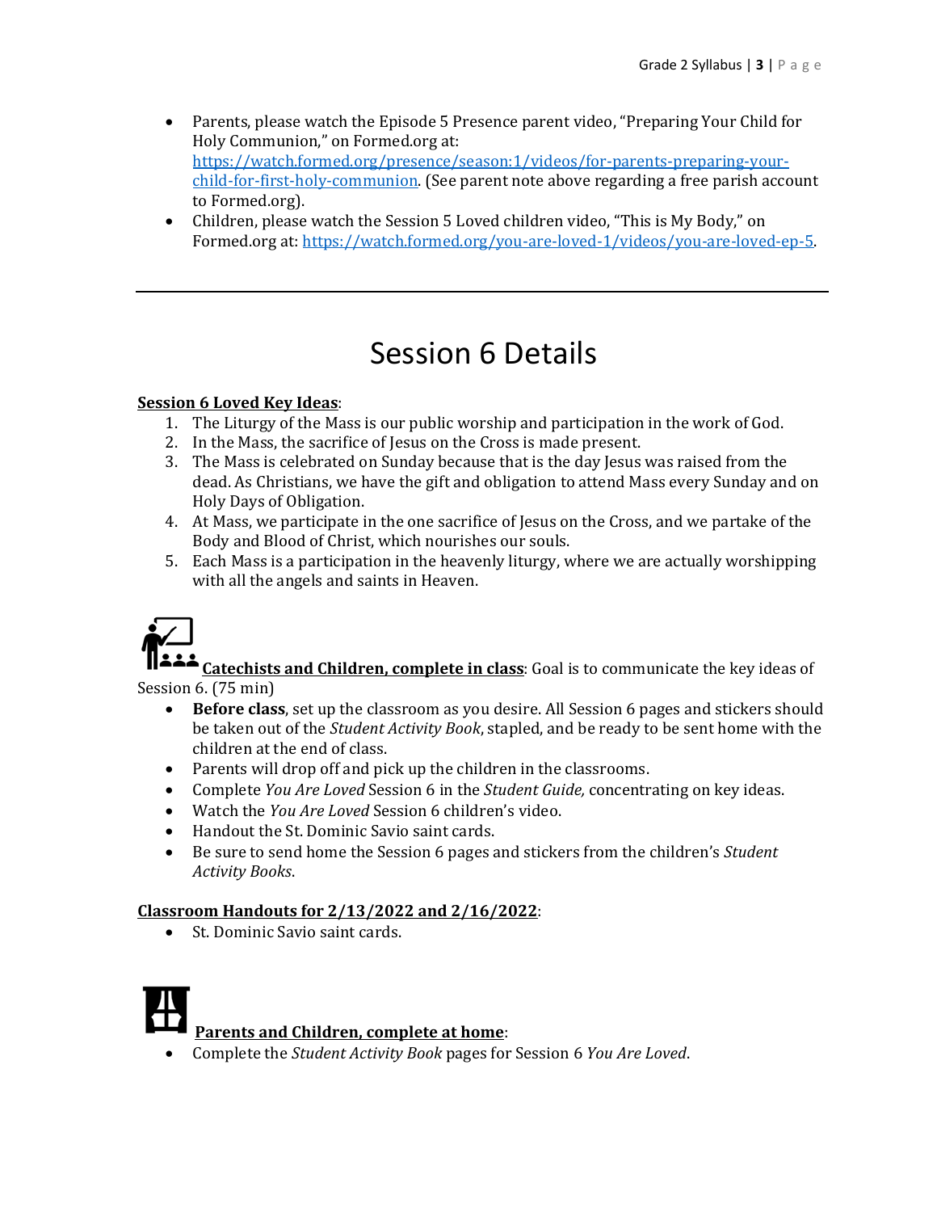- Parents, please watch the Episode 5 Presence parent video, "Preparing Your Child for Holy Communion," on Formed.org at: [https://watch.formed.org/presence/season:1/videos/for-parents-preparing-your-child-for-first-holy-communion](https://watch.formed.org/presence/season:1/videos/for-parents-preparing-your-child-for-first-holy-communion). (See parent note above regarding a free parish account to Formed.org).
- Children, please watch the Session 5 Loved children video, "This is My Body," on Formed.org at: [https://watch.formed.org/you-are-loved-1/videos/you-are-loved-ep-5](https://watch.formed.org/you-are-loved-1/videos/you-are-loved-ep-5).

---

# Session 6 Details

**Session 6 Loved Key Ideas**:

1. The Liturgy of the Mass is our public worship and participation in the work of God.
2. In the Mass, the sacrifice of Jesus on the Cross is made present.
3. The Mass is celebrated on Sunday because that is the day Jesus was raised from the dead. As Christians, we have the gift and obligation to attend Mass every Sunday and on Holy Days of Obligation.
4. At Mass, we participate in the one sacrifice of Jesus on the Cross, and we partake of the Body and Blood of Christ, which nourishes our souls.
5. Each Mass is a participation in the heavenly liturgy, where we are actually worshipping with all the angels and saints in Heaven.

**Catechists and Children, complete in class**: Goal is to communicate the key ideas of Session 6. (75 min)

- **Before class**, set up the classroom as you desire. All Session 6 pages and stickers should be taken out of the *Student Activity Book*, stapled, and be ready to be sent home with the children at the end of class.
- Parents will drop off and pick up the children in the classrooms.
- Complete *You Are Loved* Session 6 in the *Student Guide,* concentrating on key ideas.
- Watch the *You Are Loved* Session 6 children's video.
- Handout the St. Dominic Savio saint cards.
- Be sure to send home the Session 6 pages and stickers from the children's *Student Activity Books*.

**Classroom Handouts for 2/13/2022 and 2/16/2022**:

- St. Dominic Savio saint cards.

**Parents and Children, complete at home**:

- Complete the *Student Activity Book* pages for Session 6 *You Are Loved*.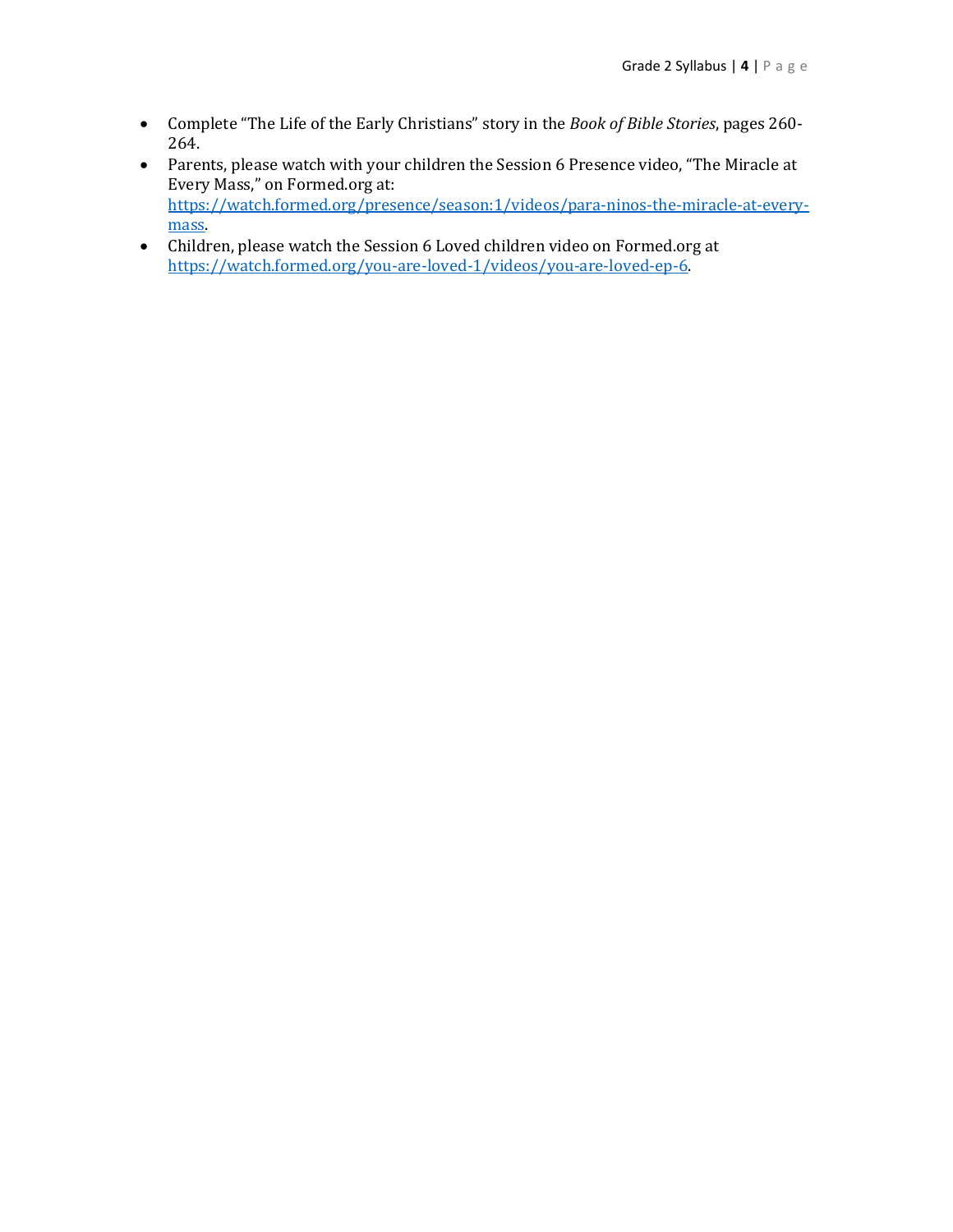- Complete "The Life of the Early Christians" story in the *Book of Bible Stories*, pages 260-264.
- Parents, please watch with your children the Session 6 Presence video, "The Miracle at Every Mass," on Formed.org at: [https://watch.formed.org/presence/season:1/videos/para-ninos-the-miracle-at-every-mass](https://watch.formed.org/presence/season:1/videos/para-ninos-the-miracle-at-every-mass).
- Children, please watch the Session 6 Loved children video on Formed.org at [https://watch.formed.org/you-are-loved-1/videos/you-are-loved-ep-6](https://watch.formed.org/you-are-loved-1/videos/you-are-loved-ep-6).